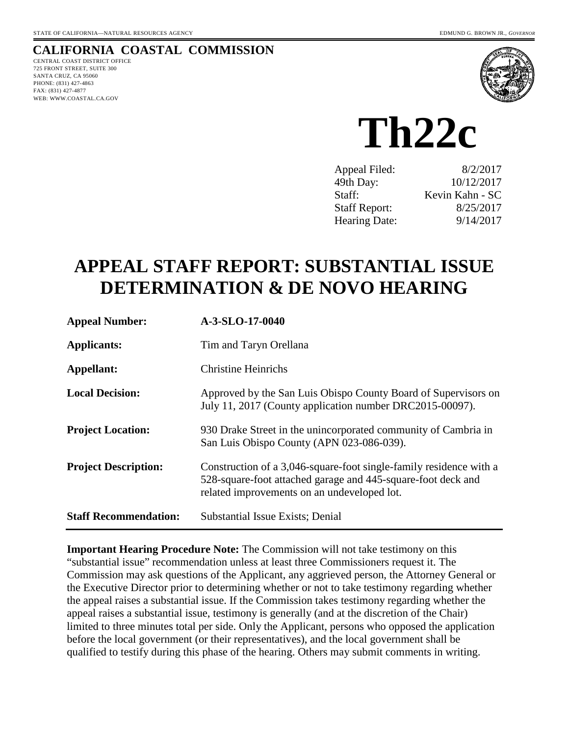STATE OF CALIFORNIA—NATURAL RESOURCES AGENCY EDMUND G. BROWN JR., *GOVERNOR*

**CALIFORNIA COASTAL COMMISSION**
CENTRAL COAST DISTRICT OFFICE
725 FRONT STREET, SUITE 300
SANTA CRUZ, CA 95060
PHONE: (831) 427-4863
FAX: (831) 427-4877
WEB: WWW.COASTAL.CA.GOV

# Th22c

| | |
|---|---|
| Appeal Filed: | 8/2/2017 |
| 49th Day: | 10/12/2017 |
| Staff: | Kevin Kahn - SC |
| Staff Report: | 8/25/2017 |
| Hearing Date: | 9/14/2017 |

# APPEAL STAFF REPORT: SUBSTANTIAL ISSUE DETERMINATION & DE NOVO HEARING

| | |
|---|---|
| **Appeal Number:** | **A-3-SLO-17-0040** |
| **Applicants:** | Tim and Taryn Orellana |
| **Appellant:** | Christine Heinrichs |
| **Local Decision:** | Approved by the San Luis Obispo County Board of Supervisors on July 11, 2017 (County application number DRC2015-00097). |
| **Project Location:** | 930 Drake Street in the unincorporated community of Cambria in San Luis Obispo County (APN 023-086-039). |
| **Project Description:** | Construction of a 3,046-square-foot single-family residence with a 528-square-foot attached garage and 445-square-foot deck and related improvements on an undeveloped lot. |
| **Staff Recommendation:** | Substantial Issue Exists; Denial |

**Important Hearing Procedure Note:** The Commission will not take testimony on this "substantial issue" recommendation unless at least three Commissioners request it. The Commission may ask questions of the Applicant, any aggrieved person, the Attorney General or the Executive Director prior to determining whether or not to take testimony regarding whether the appeal raises a substantial issue. If the Commission takes testimony regarding whether the appeal raises a substantial issue, testimony is generally (and at the discretion of the Chair) limited to three minutes total per side. Only the Applicant, persons who opposed the application before the local government (or their representatives), and the local government shall be qualified to testify during this phase of the hearing. Others may submit comments in writing.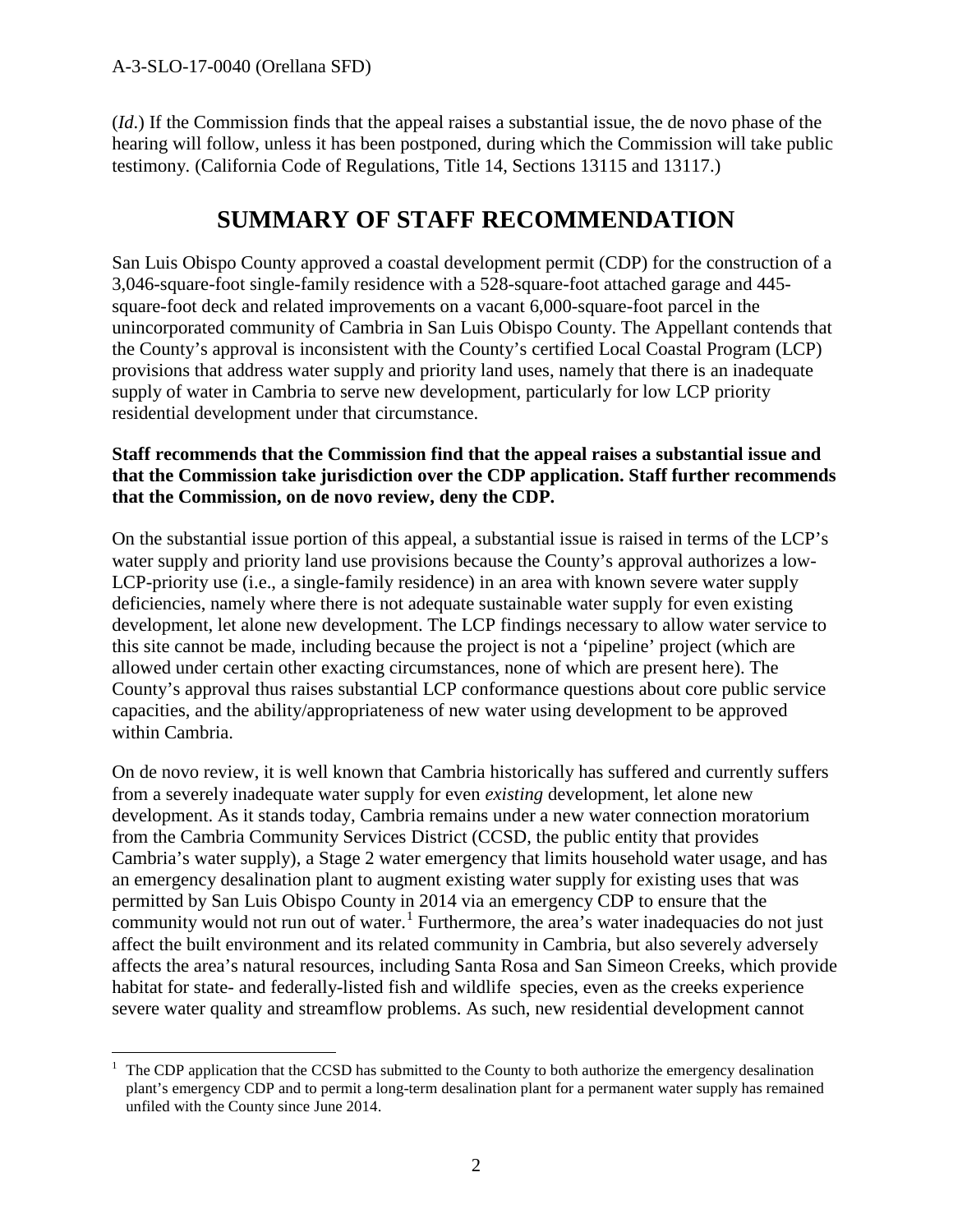(*Id*.) If the Commission finds that the appeal raises a substantial issue, the de novo phase of the hearing will follow, unless it has been postponed, during which the Commission will take public testimony. (California Code of Regulations, Title 14, Sections 13115 and 13117.)

# SUMMARY OF STAFF RECOMMENDATION

San Luis Obispo County approved a coastal development permit (CDP) for the construction of a 3,046-square-foot single-family residence with a 528-square-foot attached garage and 445-square-foot deck and related improvements on a vacant 6,000-square-foot parcel in the unincorporated community of Cambria in San Luis Obispo County. The Appellant contends that the County's approval is inconsistent with the County's certified Local Coastal Program (LCP) provisions that address water supply and priority land uses, namely that there is an inadequate supply of water in Cambria to serve new development, particularly for low LCP priority residential development under that circumstance.

**Staff recommends that the Commission find that the appeal raises a substantial issue and that the Commission take jurisdiction over the CDP application. Staff further recommends that the Commission, on de novo review, deny the CDP.**

On the substantial issue portion of this appeal, a substantial issue is raised in terms of the LCP's water supply and priority land use provisions because the County's approval authorizes a low-LCP-priority use (i.e., a single-family residence) in an area with known severe water supply deficiencies, namely where there is not adequate sustainable water supply for even existing development, let alone new development. The LCP findings necessary to allow water service to this site cannot be made, including because the project is not a 'pipeline' project (which are allowed under certain other exacting circumstances, none of which are present here). The County's approval thus raises substantial LCP conformance questions about core public service capacities, and the ability/appropriateness of new water using development to be approved within Cambria.

On de novo review, it is well known that Cambria historically has suffered and currently suffers from a severely inadequate water supply for even *existing* development, let alone new development. As it stands today, Cambria remains under a new water connection moratorium from the Cambria Community Services District (CCSD, the public entity that provides Cambria's water supply), a Stage 2 water emergency that limits household water usage, and has an emergency desalination plant to augment existing water supply for existing uses that was permitted by San Luis Obispo County in 2014 via an emergency CDP to ensure that the community would not run out of water.[1] Furthermore, the area's water inadequacies do not just affect the built environment and its related community in Cambria, but also severely adversely affects the area's natural resources, including Santa Rosa and San Simeon Creeks, which provide habitat for state- and federally-listed fish and wildlife species, even as the creeks experience severe water quality and streamflow problems. As such, new residential development cannot

[1] The CDP application that the CCSD has submitted to the County to both authorize the emergency desalination plant's emergency CDP and to permit a long-term desalination plant for a permanent water supply has remained unfiled with the County since June 2014.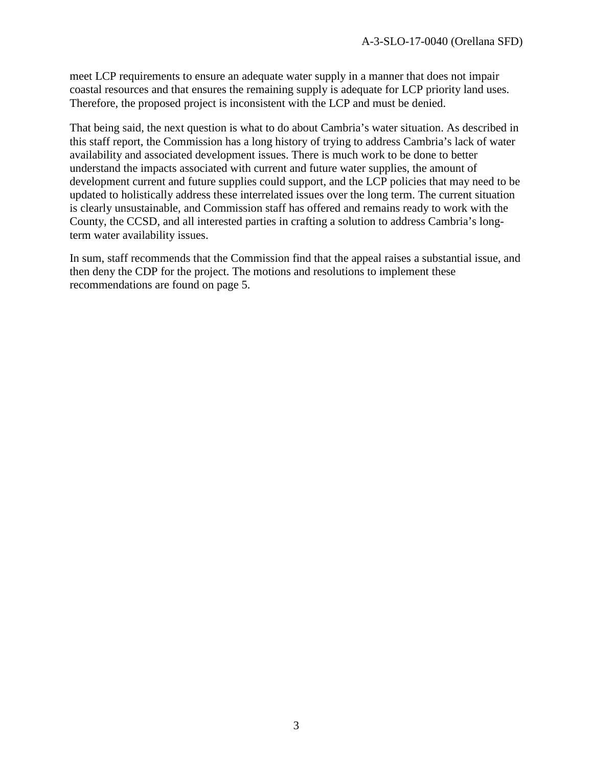meet LCP requirements to ensure an adequate water supply in a manner that does not impair coastal resources and that ensures the remaining supply is adequate for LCP priority land uses. Therefore, the proposed project is inconsistent with the LCP and must be denied.

That being said, the next question is what to do about Cambria's water situation. As described in this staff report, the Commission has a long history of trying to address Cambria's lack of water availability and associated development issues. There is much work to be done to better understand the impacts associated with current and future water supplies, the amount of development current and future supplies could support, and the LCP policies that may need to be updated to holistically address these interrelated issues over the long term. The current situation is clearly unsustainable, and Commission staff has offered and remains ready to work with the County, the CCSD, and all interested parties in crafting a solution to address Cambria's long-term water availability issues.

In sum, staff recommends that the Commission find that the appeal raises a substantial issue, and then deny the CDP for the project. The motions and resolutions to implement these recommendations are found on page 5.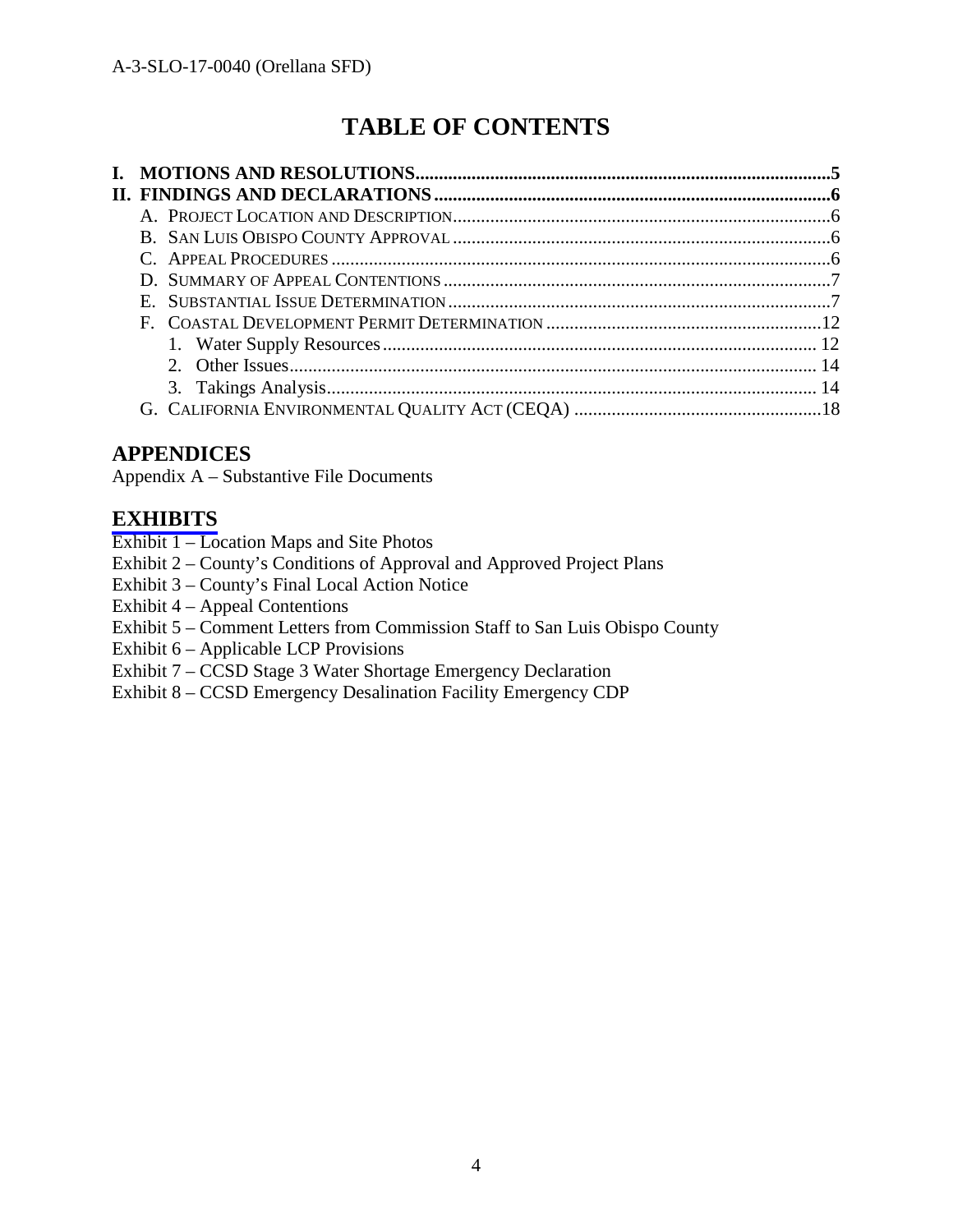# TABLE OF CONTENTS

**I. MOTIONS AND RESOLUTIONS......................................................................................5**
**II. FINDINGS AND DECLARATIONS...................................................................................6**

- A. PROJECT LOCATION AND DESCRIPTION...............................................................................6
- B. SAN LUIS OBISPO COUNTY APPROVAL................................................................................6
- C. APPEAL PROCEDURES..........................................................................................................6
- D. SUMMARY OF APPEAL CONTENTIONS..................................................................................7
- E. SUBSTANTIAL ISSUE DETERMINATION..................................................................................7
- F. COASTAL DEVELOPMENT PERMIT DETERMINATION..........................................................12
  1. Water Supply Resources............................................................................................ 12
  2. Other Issues................................................................................................................ 14
  3. Takings Analysis........................................................................................................ 14
- G. CALIFORNIA ENVIRONMENTAL QUALITY ACT (CEQA) ....................................................18

## APPENDICES

Appendix A – Substantive File Documents

## EXHIBITS

Exhibit 1 – Location Maps and Site Photos
Exhibit 2 – County's Conditions of Approval and Approved Project Plans
Exhibit 3 – County's Final Local Action Notice
Exhibit 4 – Appeal Contentions
Exhibit 5 – Comment Letters from Commission Staff to San Luis Obispo County
Exhibit 6 – Applicable LCP Provisions
Exhibit 7 – CCSD Stage 3 Water Shortage Emergency Declaration
Exhibit 8 – CCSD Emergency Desalination Facility Emergency CDP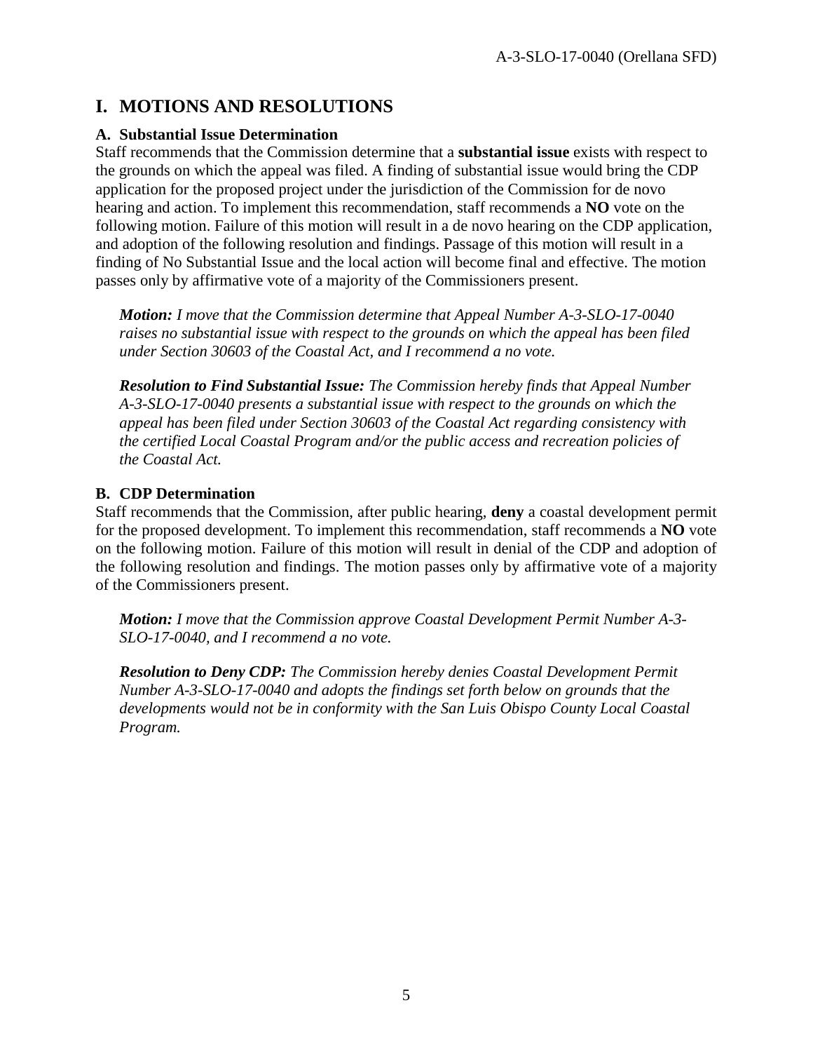# I. MOTIONS AND RESOLUTIONS

### A. Substantial Issue Determination

Staff recommends that the Commission determine that a **substantial issue** exists with respect to the grounds on which the appeal was filed. A finding of substantial issue would bring the CDP application for the proposed project under the jurisdiction of the Commission for de novo hearing and action. To implement this recommendation, staff recommends a **NO** vote on the following motion. Failure of this motion will result in a de novo hearing on the CDP application, and adoption of the following resolution and findings. Passage of this motion will result in a finding of No Substantial Issue and the local action will become final and effective. The motion passes only by affirmative vote of a majority of the Commissioners present.

> ***Motion:*** *I move that the Commission determine that Appeal Number A-3-SLO-17-0040 raises no substantial issue with respect to the grounds on which the appeal has been filed under Section 30603 of the Coastal Act, and I recommend a no vote.*
>
> ***Resolution to Find Substantial Issue:*** *The Commission hereby finds that Appeal Number A-3-SLO-17-0040 presents a substantial issue with respect to the grounds on which the appeal has been filed under Section 30603 of the Coastal Act regarding consistency with the certified Local Coastal Program and/or the public access and recreation policies of the Coastal Act.*

### B. CDP Determination

Staff recommends that the Commission, after public hearing, **deny** a coastal development permit for the proposed development. To implement this recommendation, staff recommends a **NO** vote on the following motion. Failure of this motion will result in denial of the CDP and adoption of the following resolution and findings. The motion passes only by affirmative vote of a majority of the Commissioners present.

> ***Motion:*** *I move that the Commission approve Coastal Development Permit Number A-3-SLO-17-0040, and I recommend a no vote.*
>
> ***Resolution to Deny CDP:*** *The Commission hereby denies Coastal Development Permit Number A-3-SLO-17-0040 and adopts the findings set forth below on grounds that the developments would not be in conformity with the San Luis Obispo County Local Coastal Program.*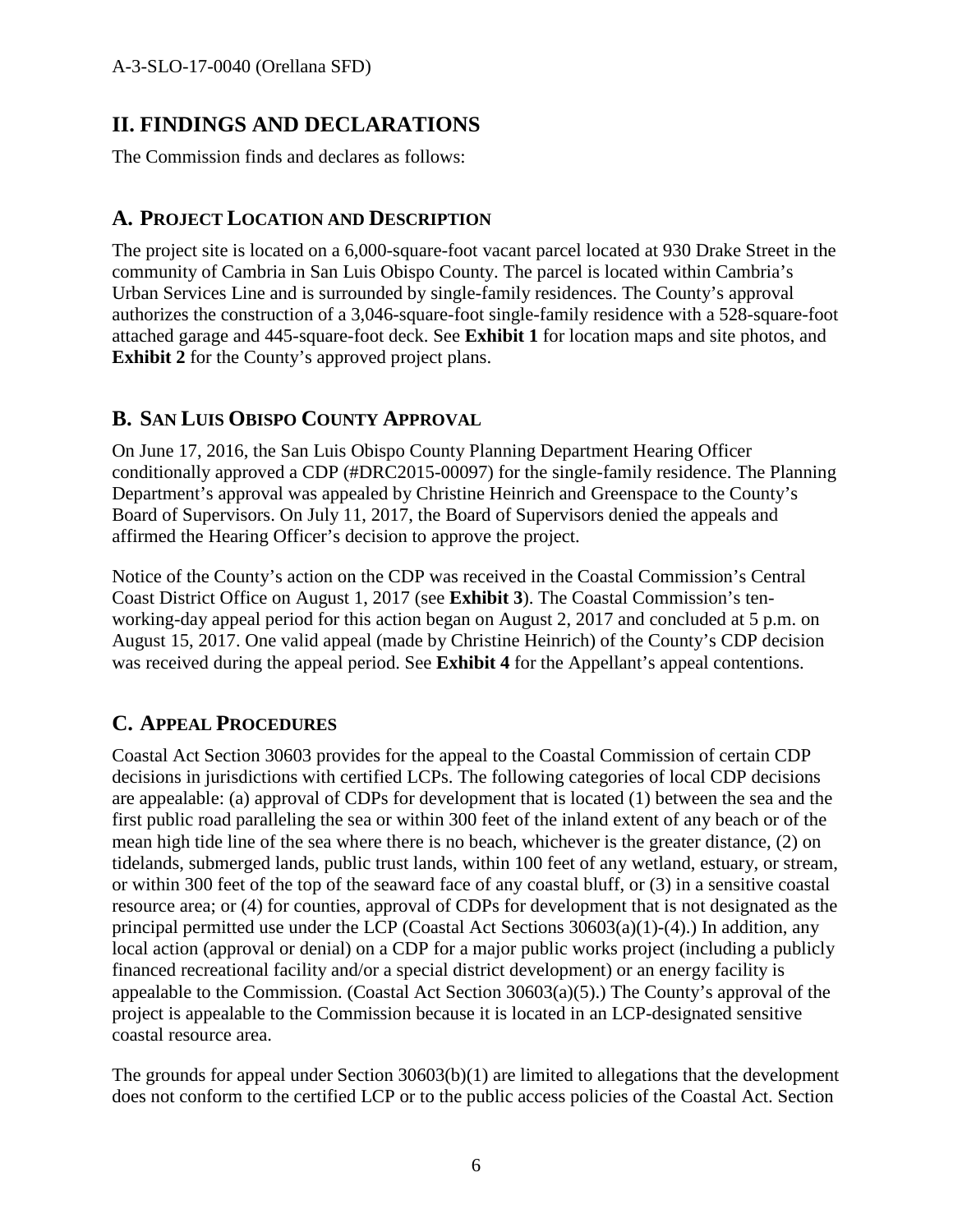## II. FINDINGS AND DECLARATIONS

The Commission finds and declares as follows:

### A. PROJECT LOCATION AND DESCRIPTION

The project site is located on a 6,000-square-foot vacant parcel located at 930 Drake Street in the community of Cambria in San Luis Obispo County. The parcel is located within Cambria's Urban Services Line and is surrounded by single-family residences. The County's approval authorizes the construction of a 3,046-square-foot single-family residence with a 528-square-foot attached garage and 445-square-foot deck. See **Exhibit 1** for location maps and site photos, and **Exhibit 2** for the County's approved project plans.

### B. SAN LUIS OBISPO COUNTY APPROVAL

On June 17, 2016, the San Luis Obispo County Planning Department Hearing Officer conditionally approved a CDP (#DRC2015-00097) for the single-family residence. The Planning Department's approval was appealed by Christine Heinrich and Greenspace to the County's Board of Supervisors. On July 11, 2017, the Board of Supervisors denied the appeals and affirmed the Hearing Officer's decision to approve the project.

Notice of the County's action on the CDP was received in the Coastal Commission's Central Coast District Office on August 1, 2017 (see **Exhibit 3**). The Coastal Commission's ten-working-day appeal period for this action began on August 2, 2017 and concluded at 5 p.m. on August 15, 2017. One valid appeal (made by Christine Heinrich) of the County's CDP decision was received during the appeal period. See **Exhibit 4** for the Appellant's appeal contentions.

### C. APPEAL PROCEDURES

Coastal Act Section 30603 provides for the appeal to the Coastal Commission of certain CDP decisions in jurisdictions with certified LCPs. The following categories of local CDP decisions are appealable: (a) approval of CDPs for development that is located (1) between the sea and the first public road paralleling the sea or within 300 feet of the inland extent of any beach or of the mean high tide line of the sea where there is no beach, whichever is the greater distance, (2) on tidelands, submerged lands, public trust lands, within 100 feet of any wetland, estuary, or stream, or within 300 feet of the top of the seaward face of any coastal bluff, or (3) in a sensitive coastal resource area; or (4) for counties, approval of CDPs for development that is not designated as the principal permitted use under the LCP (Coastal Act Sections 30603(a)(1)-(4).) In addition, any local action (approval or denial) on a CDP for a major public works project (including a publicly financed recreational facility and/or a special district development) or an energy facility is appealable to the Commission. (Coastal Act Section 30603(a)(5).) The County's approval of the project is appealable to the Commission because it is located in an LCP-designated sensitive coastal resource area.

The grounds for appeal under Section 30603(b)(1) are limited to allegations that the development does not conform to the certified LCP or to the public access policies of the Coastal Act. Section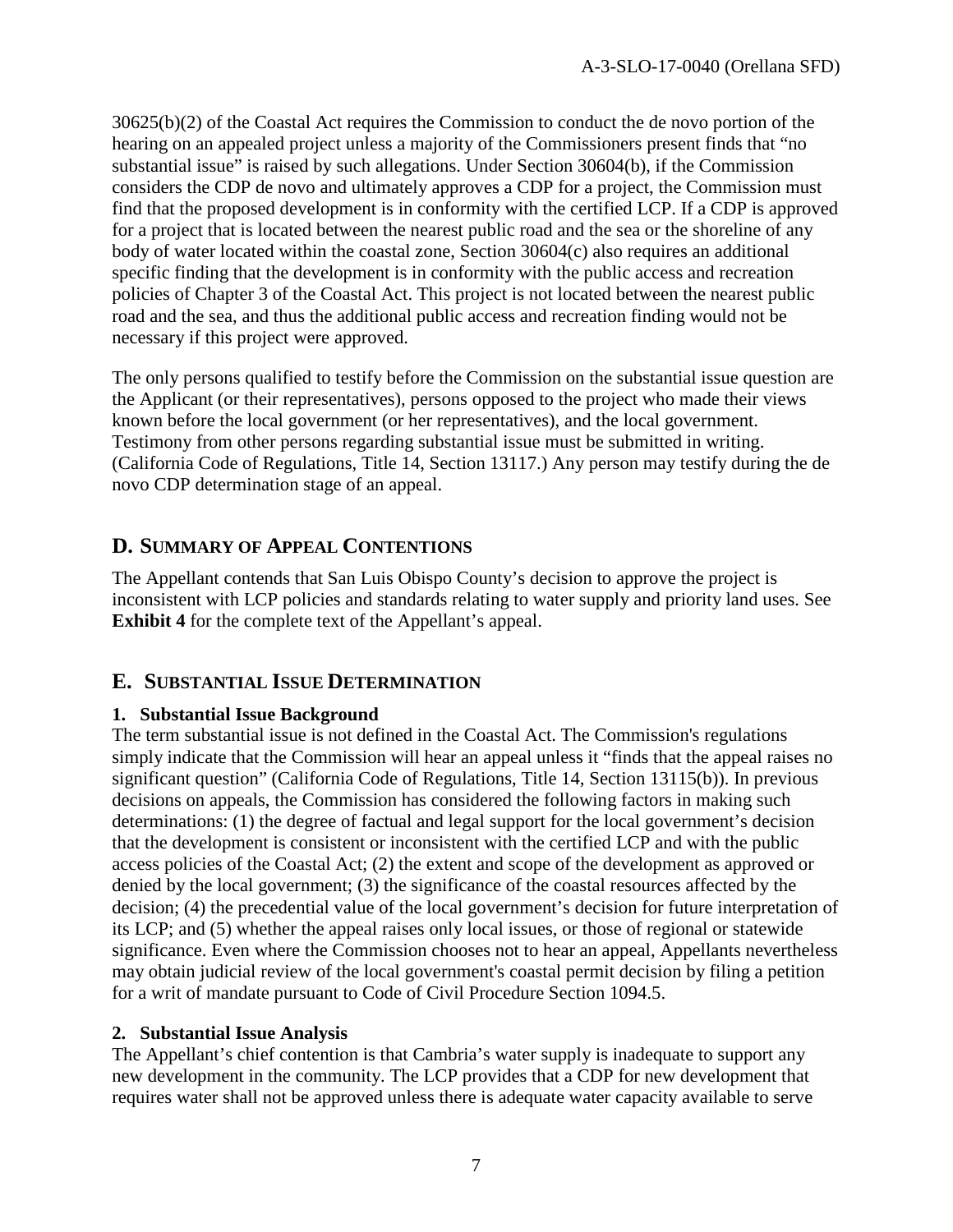30625(b)(2) of the Coastal Act requires the Commission to conduct the de novo portion of the hearing on an appealed project unless a majority of the Commissioners present finds that "no substantial issue" is raised by such allegations. Under Section 30604(b), if the Commission considers the CDP de novo and ultimately approves a CDP for a project, the Commission must find that the proposed development is in conformity with the certified LCP. If a CDP is approved for a project that is located between the nearest public road and the sea or the shoreline of any body of water located within the coastal zone, Section 30604(c) also requires an additional specific finding that the development is in conformity with the public access and recreation policies of Chapter 3 of the Coastal Act. This project is not located between the nearest public road and the sea, and thus the additional public access and recreation finding would not be necessary if this project were approved.

The only persons qualified to testify before the Commission on the substantial issue question are the Applicant (or their representatives), persons opposed to the project who made their views known before the local government (or her representatives), and the local government. Testimony from other persons regarding substantial issue must be submitted in writing. (California Code of Regulations, Title 14, Section 13117.) Any person may testify during the de novo CDP determination stage of an appeal.

## D. Summary of Appeal Contentions

The Appellant contends that San Luis Obispo County's decision to approve the project is inconsistent with LCP policies and standards relating to water supply and priority land uses. See **Exhibit 4** for the complete text of the Appellant's appeal.

## E. Substantial Issue Determination

### 1. Substantial Issue Background

The term substantial issue is not defined in the Coastal Act. The Commission's regulations simply indicate that the Commission will hear an appeal unless it "finds that the appeal raises no significant question" (California Code of Regulations, Title 14, Section 13115(b)). In previous decisions on appeals, the Commission has considered the following factors in making such determinations: (1) the degree of factual and legal support for the local government's decision that the development is consistent or inconsistent with the certified LCP and with the public access policies of the Coastal Act; (2) the extent and scope of the development as approved or denied by the local government; (3) the significance of the coastal resources affected by the decision; (4) the precedential value of the local government's decision for future interpretation of its LCP; and (5) whether the appeal raises only local issues, or those of regional or statewide significance. Even where the Commission chooses not to hear an appeal, Appellants nevertheless may obtain judicial review of the local government's coastal permit decision by filing a petition for a writ of mandate pursuant to Code of Civil Procedure Section 1094.5.

### 2. Substantial Issue Analysis

The Appellant's chief contention is that Cambria's water supply is inadequate to support any new development in the community. The LCP provides that a CDP for new development that requires water shall not be approved unless there is adequate water capacity available to serve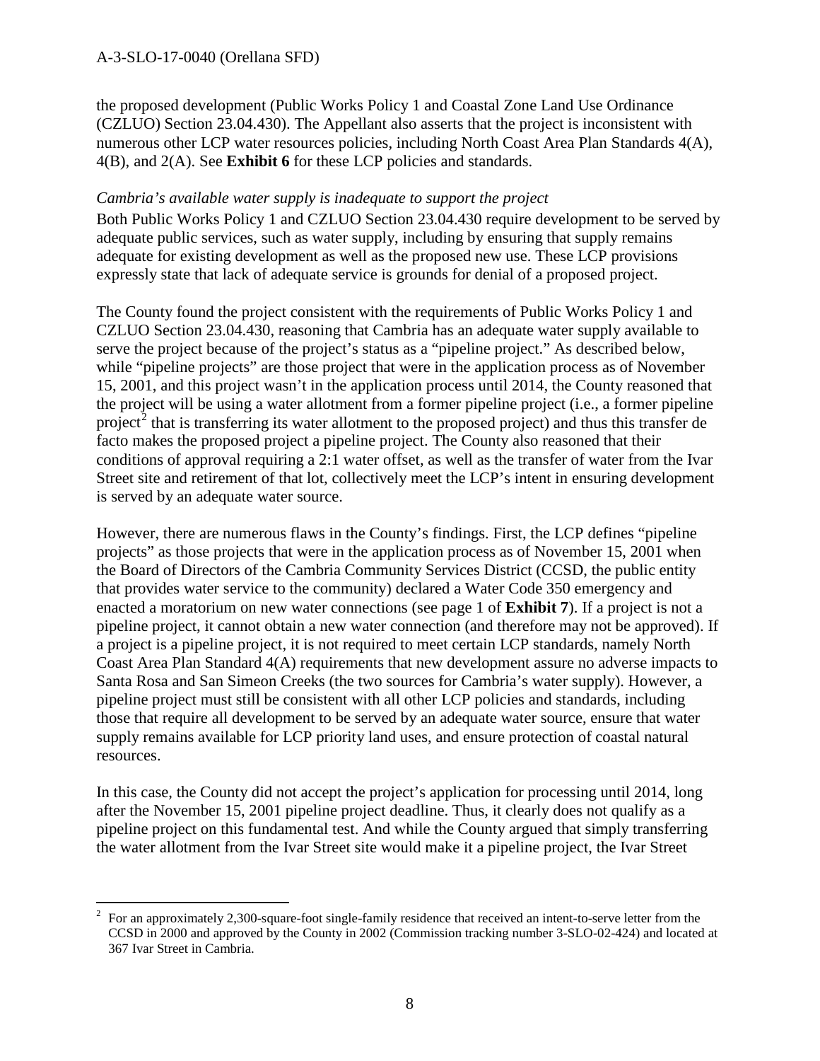the proposed development (Public Works Policy 1 and Coastal Zone Land Use Ordinance (CZLUO) Section 23.04.430). The Appellant also asserts that the project is inconsistent with numerous other LCP water resources policies, including North Coast Area Plan Standards 4(A), 4(B), and 2(A). See **Exhibit 6** for these LCP policies and standards.

*Cambria's available water supply is inadequate to support the project*

Both Public Works Policy 1 and CZLUO Section 23.04.430 require development to be served by adequate public services, such as water supply, including by ensuring that supply remains adequate for existing development as well as the proposed new use. These LCP provisions expressly state that lack of adequate service is grounds for denial of a proposed project.

The County found the project consistent with the requirements of Public Works Policy 1 and CZLUO Section 23.04.430, reasoning that Cambria has an adequate water supply available to serve the project because of the project's status as a "pipeline project." As described below, while "pipeline projects" are those project that were in the application process as of November 15, 2001, and this project wasn't in the application process until 2014, the County reasoned that the project will be using a water allotment from a former pipeline project (i.e., a former pipeline project[2] that is transferring its water allotment to the proposed project) and thus this transfer de facto makes the proposed project a pipeline project. The County also reasoned that their conditions of approval requiring a 2:1 water offset, as well as the transfer of water from the Ivar Street site and retirement of that lot, collectively meet the LCP's intent in ensuring development is served by an adequate water source.

However, there are numerous flaws in the County's findings. First, the LCP defines "pipeline projects" as those projects that were in the application process as of November 15, 2001 when the Board of Directors of the Cambria Community Services District (CCSD, the public entity that provides water service to the community) declared a Water Code 350 emergency and enacted a moratorium on new water connections (see page 1 of **Exhibit 7**). If a project is not a pipeline project, it cannot obtain a new water connection (and therefore may not be approved). If a project is a pipeline project, it is not required to meet certain LCP standards, namely North Coast Area Plan Standard 4(A) requirements that new development assure no adverse impacts to Santa Rosa and San Simeon Creeks (the two sources for Cambria's water supply). However, a pipeline project must still be consistent with all other LCP policies and standards, including those that require all development to be served by an adequate water source, ensure that water supply remains available for LCP priority land uses, and ensure protection of coastal natural resources.

In this case, the County did not accept the project's application for processing until 2014, long after the November 15, 2001 pipeline project deadline. Thus, it clearly does not qualify as a pipeline project on this fundamental test. And while the County argued that simply transferring the water allotment from the Ivar Street site would make it a pipeline project, the Ivar Street

[2] For an approximately 2,300-square-foot single-family residence that received an intent-to-serve letter from the CCSD in 2000 and approved by the County in 2002 (Commission tracking number 3-SLO-02-424) and located at 367 Ivar Street in Cambria.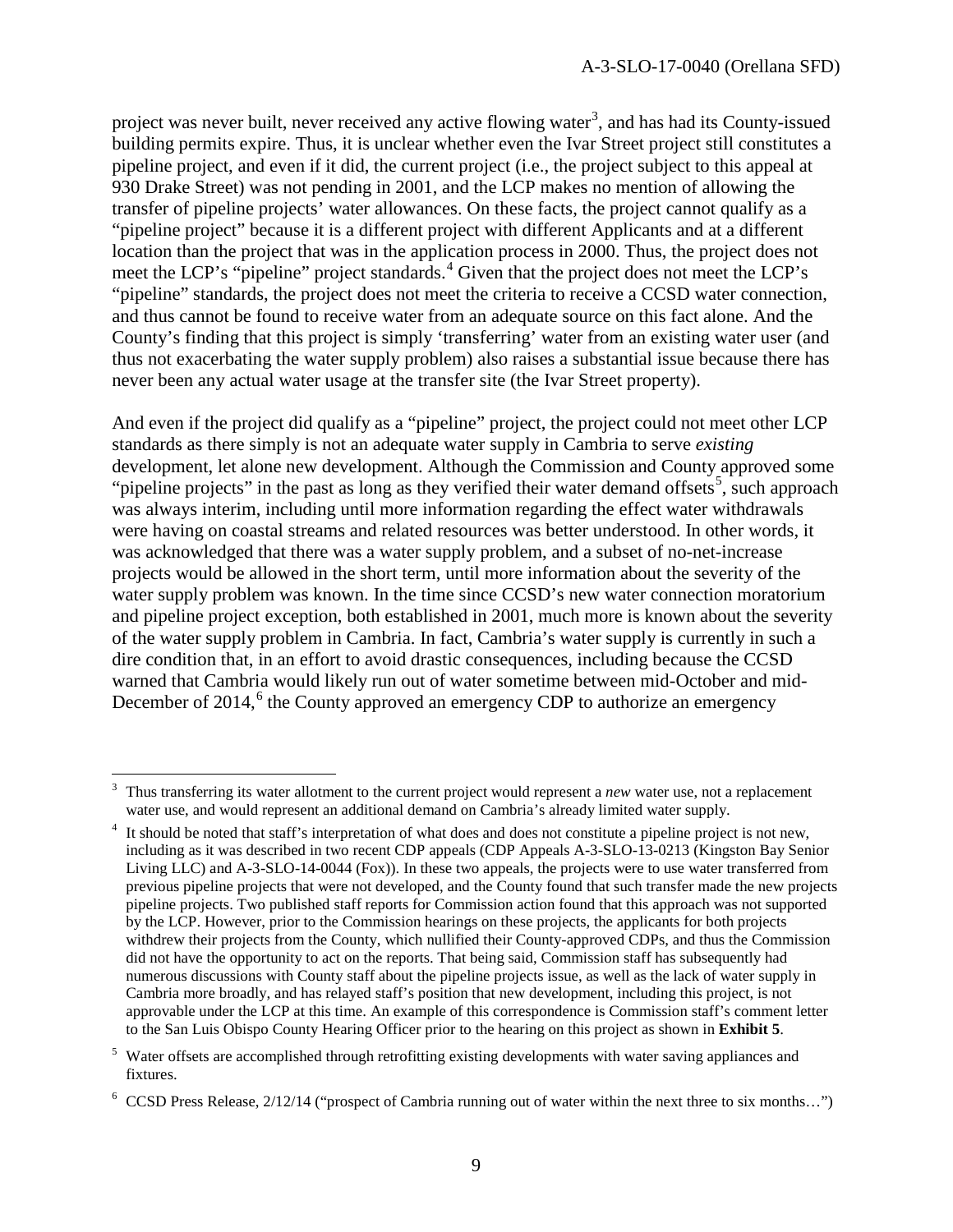project was never built, never received any active flowing water[3], and has had its County-issued building permits expire. Thus, it is unclear whether even the Ivar Street project still constitutes a pipeline project, and even if it did, the current project (i.e., the project subject to this appeal at 930 Drake Street) was not pending in 2001, and the LCP makes no mention of allowing the transfer of pipeline projects' water allowances. On these facts, the project cannot qualify as a "pipeline project" because it is a different project with different Applicants and at a different location than the project that was in the application process in 2000. Thus, the project does not meet the LCP's "pipeline" project standards.[4] Given that the project does not meet the LCP's "pipeline" standards, the project does not meet the criteria to receive a CCSD water connection, and thus cannot be found to receive water from an adequate source on this fact alone. And the County's finding that this project is simply 'transferring' water from an existing water user (and thus not exacerbating the water supply problem) also raises a substantial issue because there has never been any actual water usage at the transfer site (the Ivar Street property).

And even if the project did qualify as a "pipeline" project, the project could not meet other LCP standards as there simply is not an adequate water supply in Cambria to serve *existing* development, let alone new development. Although the Commission and County approved some "pipeline projects" in the past as long as they verified their water demand offsets[5], such approach was always interim, including until more information regarding the effect water withdrawals were having on coastal streams and related resources was better understood. In other words, it was acknowledged that there was a water supply problem, and a subset of no-net-increase projects would be allowed in the short term, until more information about the severity of the water supply problem was known. In the time since CCSD's new water connection moratorium and pipeline project exception, both established in 2001, much more is known about the severity of the water supply problem in Cambria. In fact, Cambria's water supply is currently in such a dire condition that, in an effort to avoid drastic consequences, including because the CCSD warned that Cambria would likely run out of water sometime between mid-October and mid-December of 2014,[6] the County approved an emergency CDP to authorize an emergency

---

[3] Thus transferring its water allotment to the current project would represent a *new* water use, not a replacement water use, and would represent an additional demand on Cambria's already limited water supply.

[4] It should be noted that staff's interpretation of what does and does not constitute a pipeline project is not new, including as it was described in two recent CDP appeals (CDP Appeals A-3-SLO-13-0213 (Kingston Bay Senior Living LLC) and A-3-SLO-14-0044 (Fox)). In these two appeals, the projects were to use water transferred from previous pipeline projects that were not developed, and the County found that such transfer made the new projects pipeline projects. Two published staff reports for Commission action found that this approach was not supported by the LCP. However, prior to the Commission hearings on these projects, the applicants for both projects withdrew their projects from the County, which nullified their County-approved CDPs, and thus the Commission did not have the opportunity to act on the reports. That being said, Commission staff has subsequently had numerous discussions with County staff about the pipeline projects issue, as well as the lack of water supply in Cambria more broadly, and has relayed staff's position that new development, including this project, is not approvable under the LCP at this time. An example of this correspondence is Commission staff's comment letter to the San Luis Obispo County Hearing Officer prior to the hearing on this project as shown in **Exhibit 5**.

[5] Water offsets are accomplished through retrofitting existing developments with water saving appliances and fixtures.

[6] CCSD Press Release, 2/12/14 ("prospect of Cambria running out of water within the next three to six months…")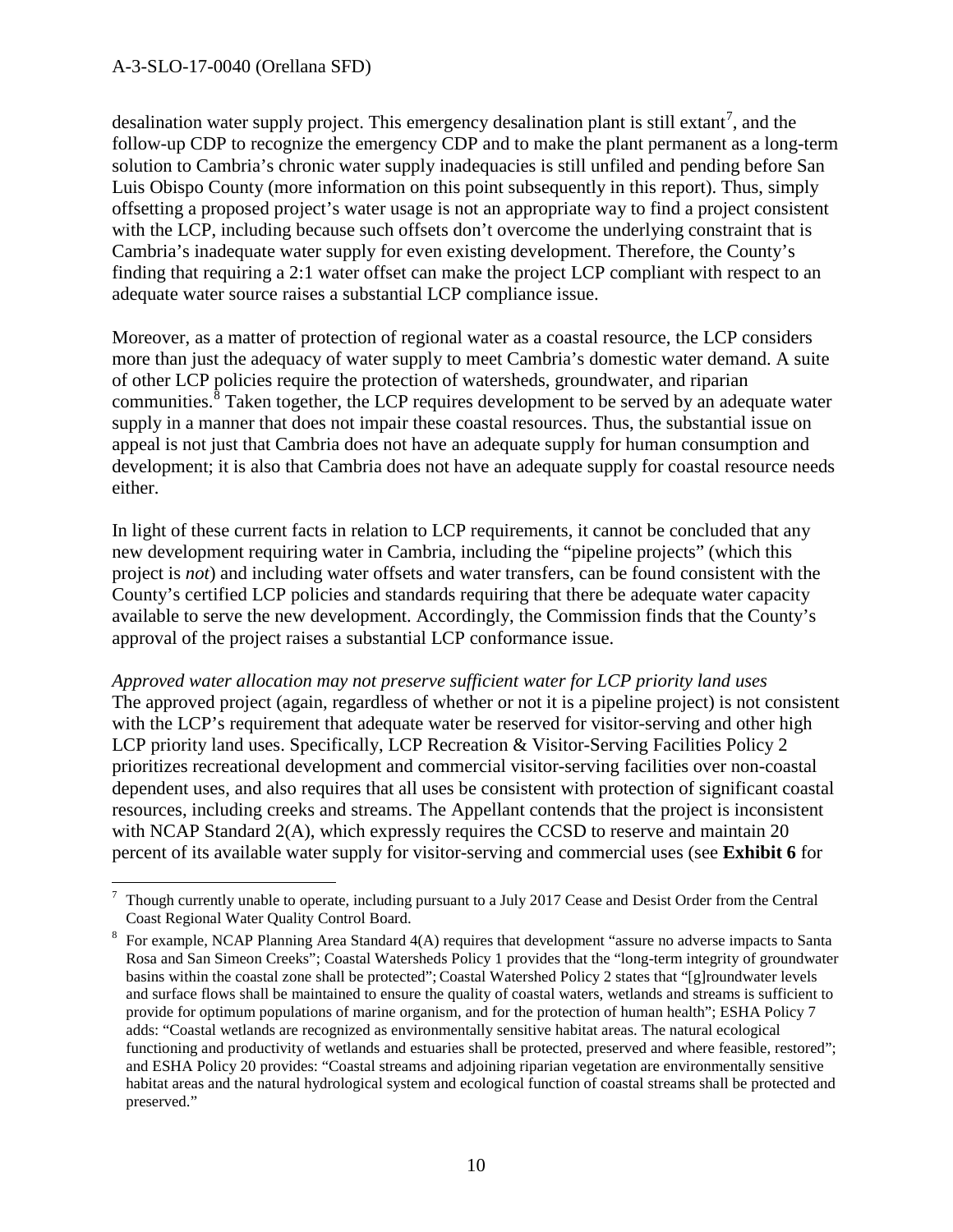desalination water supply project. This emergency desalination plant is still extant[7], and the follow-up CDP to recognize the emergency CDP and to make the plant permanent as a long-term solution to Cambria's chronic water supply inadequacies is still unfiled and pending before San Luis Obispo County (more information on this point subsequently in this report). Thus, simply offsetting a proposed project's water usage is not an appropriate way to find a project consistent with the LCP, including because such offsets don't overcome the underlying constraint that is Cambria's inadequate water supply for even existing development. Therefore, the County's finding that requiring a 2:1 water offset can make the project LCP compliant with respect to an adequate water source raises a substantial LCP compliance issue.

Moreover, as a matter of protection of regional water as a coastal resource, the LCP considers more than just the adequacy of water supply to meet Cambria's domestic water demand. A suite of other LCP policies require the protection of watersheds, groundwater, and riparian communities.[8] Taken together, the LCP requires development to be served by an adequate water supply in a manner that does not impair these coastal resources. Thus, the substantial issue on appeal is not just that Cambria does not have an adequate supply for human consumption and development; it is also that Cambria does not have an adequate supply for coastal resource needs either.

In light of these current facts in relation to LCP requirements, it cannot be concluded that any new development requiring water in Cambria, including the "pipeline projects" (which this project is *not*) and including water offsets and water transfers, can be found consistent with the County's certified LCP policies and standards requiring that there be adequate water capacity available to serve the new development. Accordingly, the Commission finds that the County's approval of the project raises a substantial LCP conformance issue.

*Approved water allocation may not preserve sufficient water for LCP priority land uses*

The approved project (again, regardless of whether or not it is a pipeline project) is not consistent with the LCP's requirement that adequate water be reserved for visitor-serving and other high LCP priority land uses. Specifically, LCP Recreation & Visitor-Serving Facilities Policy 2 prioritizes recreational development and commercial visitor-serving facilities over non-coastal dependent uses, and also requires that all uses be consistent with protection of significant coastal resources, including creeks and streams. The Appellant contends that the project is inconsistent with NCAP Standard 2(A), which expressly requires the CCSD to reserve and maintain 20 percent of its available water supply for visitor-serving and commercial uses (see **Exhibit 6** for

---

[7] Though currently unable to operate, including pursuant to a July 2017 Cease and Desist Order from the Central Coast Regional Water Quality Control Board.

[8] For example, NCAP Planning Area Standard 4(A) requires that development "assure no adverse impacts to Santa Rosa and San Simeon Creeks"; Coastal Watersheds Policy 1 provides that the "long-term integrity of groundwater basins within the coastal zone shall be protected"; Coastal Watershed Policy 2 states that "[g]roundwater levels and surface flows shall be maintained to ensure the quality of coastal waters, wetlands and streams is sufficient to provide for optimum populations of marine organism, and for the protection of human health"; ESHA Policy 7 adds: "Coastal wetlands are recognized as environmentally sensitive habitat areas. The natural ecological functioning and productivity of wetlands and estuaries shall be protected, preserved and where feasible, restored"; and ESHA Policy 20 provides: "Coastal streams and adjoining riparian vegetation are environmentally sensitive habitat areas and the natural hydrological system and ecological function of coastal streams shall be protected and preserved."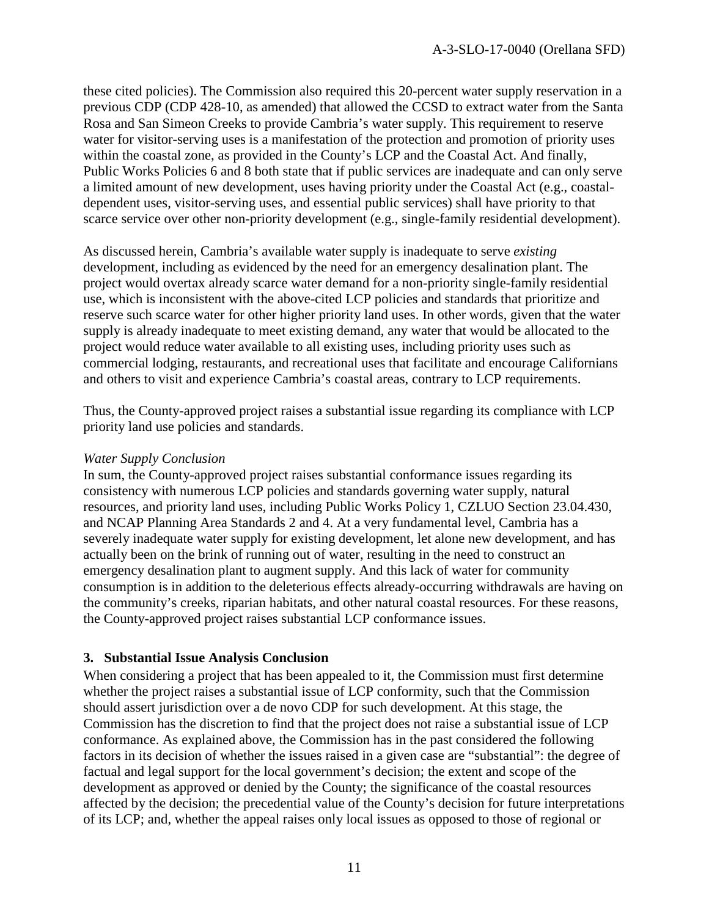these cited policies). The Commission also required this 20-percent water supply reservation in a previous CDP (CDP 428-10, as amended) that allowed the CCSD to extract water from the Santa Rosa and San Simeon Creeks to provide Cambria's water supply. This requirement to reserve water for visitor-serving uses is a manifestation of the protection and promotion of priority uses within the coastal zone, as provided in the County's LCP and the Coastal Act. And finally, Public Works Policies 6 and 8 both state that if public services are inadequate and can only serve a limited amount of new development, uses having priority under the Coastal Act (e.g., coastal-dependent uses, visitor-serving uses, and essential public services) shall have priority to that scarce service over other non-priority development (e.g., single-family residential development).

As discussed herein, Cambria's available water supply is inadequate to serve *existing* development, including as evidenced by the need for an emergency desalination plant. The project would overtax already scarce water demand for a non-priority single-family residential use, which is inconsistent with the above-cited LCP policies and standards that prioritize and reserve such scarce water for other higher priority land uses. In other words, given that the water supply is already inadequate to meet existing demand, any water that would be allocated to the project would reduce water available to all existing uses, including priority uses such as commercial lodging, restaurants, and recreational uses that facilitate and encourage Californians and others to visit and experience Cambria's coastal areas, contrary to LCP requirements.

Thus, the County-approved project raises a substantial issue regarding its compliance with LCP priority land use policies and standards.

*Water Supply Conclusion*

In sum, the County-approved project raises substantial conformance issues regarding its consistency with numerous LCP policies and standards governing water supply, natural resources, and priority land uses, including Public Works Policy 1, CZLUO Section 23.04.430, and NCAP Planning Area Standards 2 and 4. At a very fundamental level, Cambria has a severely inadequate water supply for existing development, let alone new development, and has actually been on the brink of running out of water, resulting in the need to construct an emergency desalination plant to augment supply. And this lack of water for community consumption is in addition to the deleterious effects already-occurring withdrawals are having on the community's creeks, riparian habitats, and other natural coastal resources. For these reasons, the County-approved project raises substantial LCP conformance issues.

### 3. Substantial Issue Analysis Conclusion

When considering a project that has been appealed to it, the Commission must first determine whether the project raises a substantial issue of LCP conformity, such that the Commission should assert jurisdiction over a de novo CDP for such development. At this stage, the Commission has the discretion to find that the project does not raise a substantial issue of LCP conformance. As explained above, the Commission has in the past considered the following factors in its decision of whether the issues raised in a given case are "substantial": the degree of factual and legal support for the local government's decision; the extent and scope of the development as approved or denied by the County; the significance of the coastal resources affected by the decision; the precedential value of the County's decision for future interpretations of its LCP; and, whether the appeal raises only local issues as opposed to those of regional or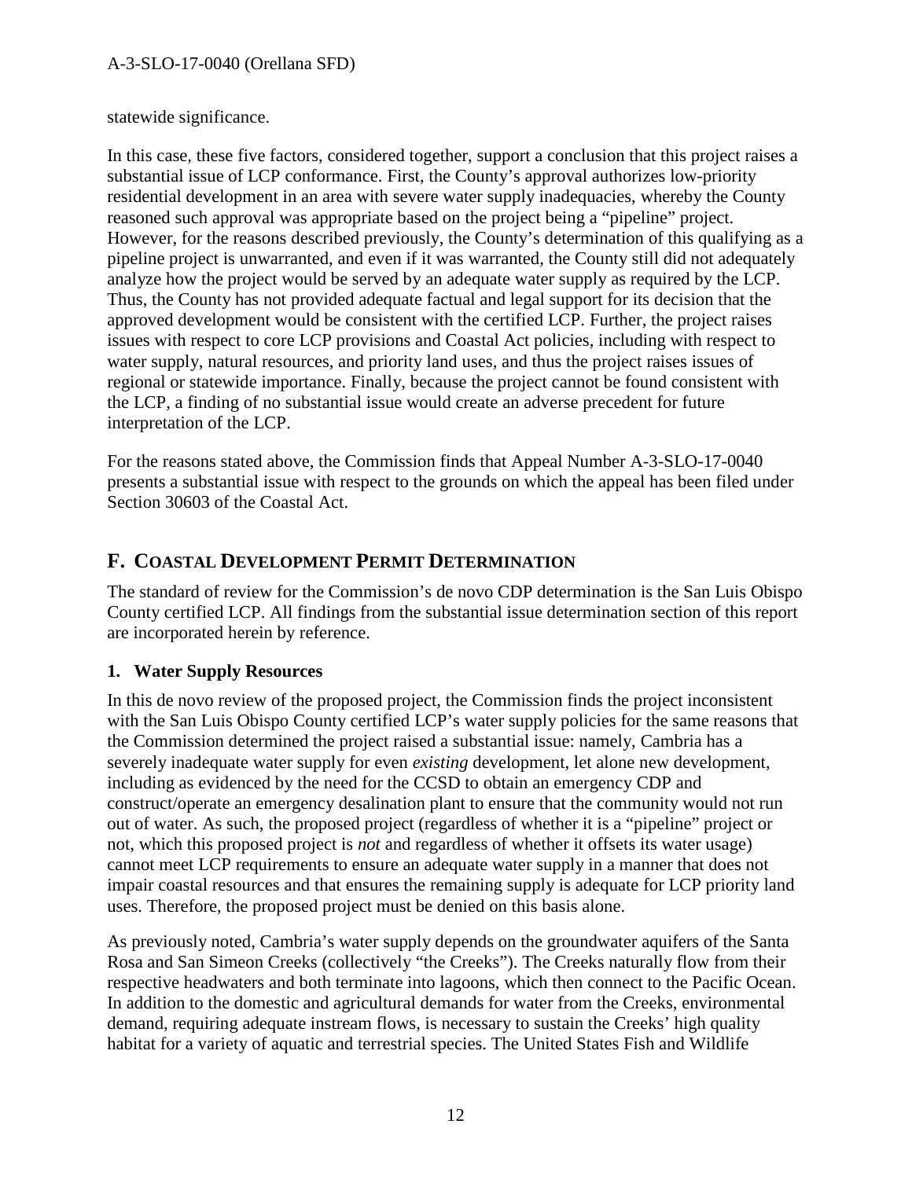statewide significance.

In this case, these five factors, considered together, support a conclusion that this project raises a substantial issue of LCP conformance. First, the County's approval authorizes low-priority residential development in an area with severe water supply inadequacies, whereby the County reasoned such approval was appropriate based on the project being a "pipeline" project. However, for the reasons described previously, the County's determination of this qualifying as a pipeline project is unwarranted, and even if it was warranted, the County still did not adequately analyze how the project would be served by an adequate water supply as required by the LCP. Thus, the County has not provided adequate factual and legal support for its decision that the approved development would be consistent with the certified LCP. Further, the project raises issues with respect to core LCP provisions and Coastal Act policies, including with respect to water supply, natural resources, and priority land uses, and thus the project raises issues of regional or statewide importance. Finally, because the project cannot be found consistent with the LCP, a finding of no substantial issue would create an adverse precedent for future interpretation of the LCP.

For the reasons stated above, the Commission finds that Appeal Number A-3-SLO-17-0040 presents a substantial issue with respect to the grounds on which the appeal has been filed under Section 30603 of the Coastal Act.

## F. COASTAL DEVELOPMENT PERMIT DETERMINATION

The standard of review for the Commission's de novo CDP determination is the San Luis Obispo County certified LCP. All findings from the substantial issue determination section of this report are incorporated herein by reference.

### 1. Water Supply Resources

In this de novo review of the proposed project, the Commission finds the project inconsistent with the San Luis Obispo County certified LCP's water supply policies for the same reasons that the Commission determined the project raised a substantial issue: namely, Cambria has a severely inadequate water supply for even *existing* development, let alone new development, including as evidenced by the need for the CCSD to obtain an emergency CDP and construct/operate an emergency desalination plant to ensure that the community would not run out of water. As such, the proposed project (regardless of whether it is a "pipeline" project or not, which this proposed project is *not* and regardless of whether it offsets its water usage) cannot meet LCP requirements to ensure an adequate water supply in a manner that does not impair coastal resources and that ensures the remaining supply is adequate for LCP priority land uses. Therefore, the proposed project must be denied on this basis alone.

As previously noted, Cambria's water supply depends on the groundwater aquifers of the Santa Rosa and San Simeon Creeks (collectively "the Creeks"). The Creeks naturally flow from their respective headwaters and both terminate into lagoons, which then connect to the Pacific Ocean. In addition to the domestic and agricultural demands for water from the Creeks, environmental demand, requiring adequate instream flows, is necessary to sustain the Creeks' high quality habitat for a variety of aquatic and terrestrial species. The United States Fish and Wildlife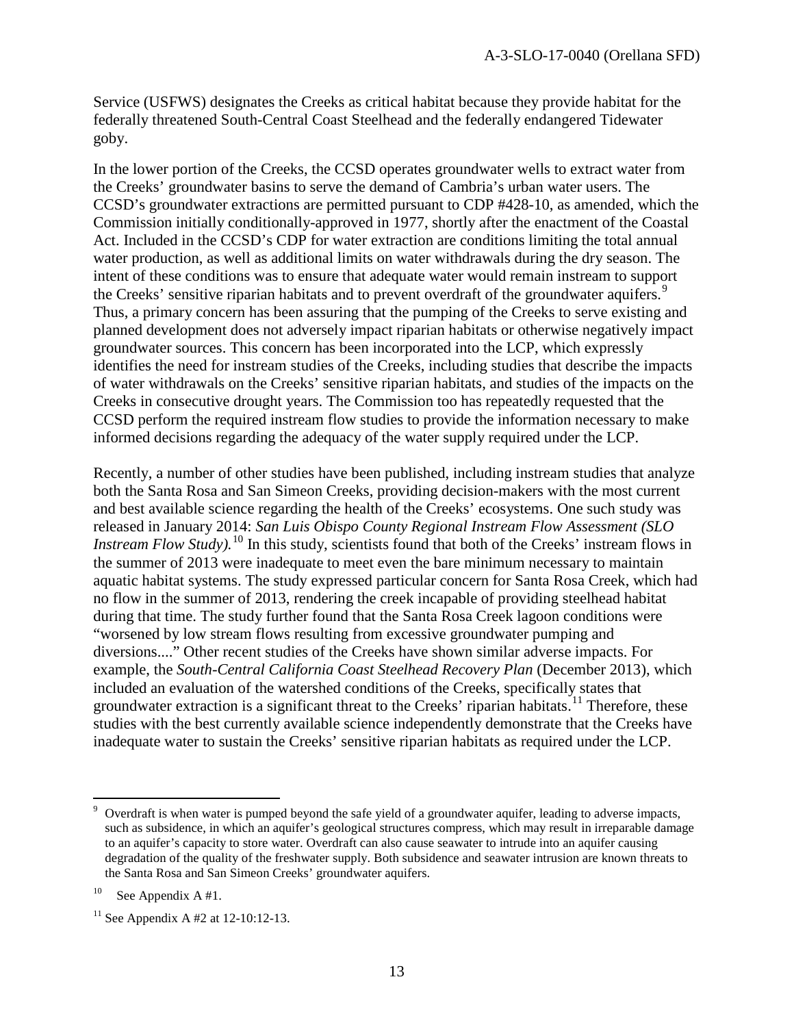Service (USFWS) designates the Creeks as critical habitat because they provide habitat for the federally threatened South-Central Coast Steelhead and the federally endangered Tidewater goby.

In the lower portion of the Creeks, the CCSD operates groundwater wells to extract water from the Creeks' groundwater basins to serve the demand of Cambria's urban water users. The CCSD's groundwater extractions are permitted pursuant to CDP #428-10, as amended, which the Commission initially conditionally-approved in 1977, shortly after the enactment of the Coastal Act. Included in the CCSD's CDP for water extraction are conditions limiting the total annual water production, as well as additional limits on water withdrawals during the dry season. The intent of these conditions was to ensure that adequate water would remain instream to support the Creeks' sensitive riparian habitats and to prevent overdraft of the groundwater aquifers.[9] Thus, a primary concern has been assuring that the pumping of the Creeks to serve existing and planned development does not adversely impact riparian habitats or otherwise negatively impact groundwater sources. This concern has been incorporated into the LCP, which expressly identifies the need for instream studies of the Creeks, including studies that describe the impacts of water withdrawals on the Creeks' sensitive riparian habitats, and studies of the impacts on the Creeks in consecutive drought years. The Commission too has repeatedly requested that the CCSD perform the required instream flow studies to provide the information necessary to make informed decisions regarding the adequacy of the water supply required under the LCP.

Recently, a number of other studies have been published, including instream studies that analyze both the Santa Rosa and San Simeon Creeks, providing decision-makers with the most current and best available science regarding the health of the Creeks' ecosystems. One such study was released in January 2014: *San Luis Obispo County Regional Instream Flow Assessment (SLO Instream Flow Study).*[10] In this study, scientists found that both of the Creeks' instream flows in the summer of 2013 were inadequate to meet even the bare minimum necessary to maintain aquatic habitat systems. The study expressed particular concern for Santa Rosa Creek, which had no flow in the summer of 2013, rendering the creek incapable of providing steelhead habitat during that time. The study further found that the Santa Rosa Creek lagoon conditions were "worsened by low stream flows resulting from excessive groundwater pumping and diversions...." Other recent studies of the Creeks have shown similar adverse impacts. For example, the *South-Central California Coast Steelhead Recovery Plan* (December 2013), which included an evaluation of the watershed conditions of the Creeks, specifically states that groundwater extraction is a significant threat to the Creeks' riparian habitats.[11] Therefore, these studies with the best currently available science independently demonstrate that the Creeks have inadequate water to sustain the Creeks' sensitive riparian habitats as required under the LCP.

---

[9] Overdraft is when water is pumped beyond the safe yield of a groundwater aquifer, leading to adverse impacts, such as subsidence, in which an aquifer's geological structures compress, which may result in irreparable damage to an aquifer's capacity to store water. Overdraft can also cause seawater to intrude into an aquifer causing degradation of the quality of the freshwater supply. Both subsidence and seawater intrusion are known threats to the Santa Rosa and San Simeon Creeks' groundwater aquifers.

[10] See Appendix A #1.

[11] See Appendix A #2 at 12-10:12-13.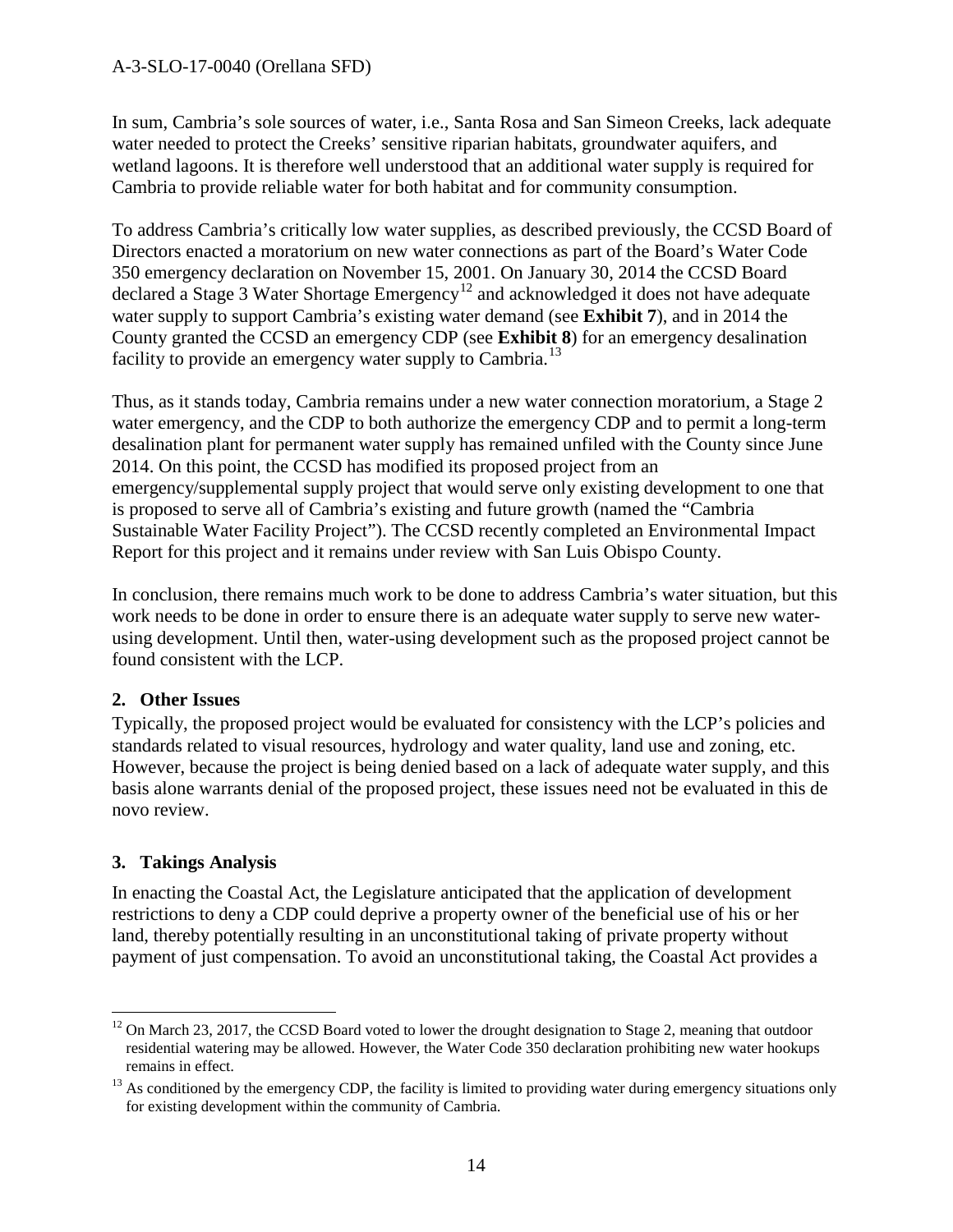In sum, Cambria's sole sources of water, i.e., Santa Rosa and San Simeon Creeks, lack adequate water needed to protect the Creeks' sensitive riparian habitats, groundwater aquifers, and wetland lagoons. It is therefore well understood that an additional water supply is required for Cambria to provide reliable water for both habitat and for community consumption.

To address Cambria's critically low water supplies, as described previously, the CCSD Board of Directors enacted a moratorium on new water connections as part of the Board's Water Code 350 emergency declaration on November 15, 2001. On January 30, 2014 the CCSD Board declared a Stage 3 Water Shortage Emergency[12] and acknowledged it does not have adequate water supply to support Cambria's existing water demand (see **Exhibit 7**), and in 2014 the County granted the CCSD an emergency CDP (see **Exhibit 8**) for an emergency desalination facility to provide an emergency water supply to Cambria.[13]

Thus, as it stands today, Cambria remains under a new water connection moratorium, a Stage 2 water emergency, and the CDP to both authorize the emergency CDP and to permit a long-term desalination plant for permanent water supply has remained unfiled with the County since June 2014. On this point, the CCSD has modified its proposed project from an emergency/supplemental supply project that would serve only existing development to one that is proposed to serve all of Cambria's existing and future growth (named the "Cambria Sustainable Water Facility Project"). The CCSD recently completed an Environmental Impact Report for this project and it remains under review with San Luis Obispo County.

In conclusion, there remains much work to be done to address Cambria's water situation, but this work needs to be done in order to ensure there is an adequate water supply to serve new water-using development. Until then, water-using development such as the proposed project cannot be found consistent with the LCP.

### 2. Other Issues

Typically, the proposed project would be evaluated for consistency with the LCP's policies and standards related to visual resources, hydrology and water quality, land use and zoning, etc. However, because the project is being denied based on a lack of adequate water supply, and this basis alone warrants denial of the proposed project, these issues need not be evaluated in this de novo review.

### 3. Takings Analysis

In enacting the Coastal Act, the Legislature anticipated that the application of development restrictions to deny a CDP could deprive a property owner of the beneficial use of his or her land, thereby potentially resulting in an unconstitutional taking of private property without payment of just compensation. To avoid an unconstitutional taking, the Coastal Act provides a

---

[12] On March 23, 2017, the CCSD Board voted to lower the drought designation to Stage 2, meaning that outdoor residential watering may be allowed. However, the Water Code 350 declaration prohibiting new water hookups remains in effect.

[13] As conditioned by the emergency CDP, the facility is limited to providing water during emergency situations only for existing development within the community of Cambria.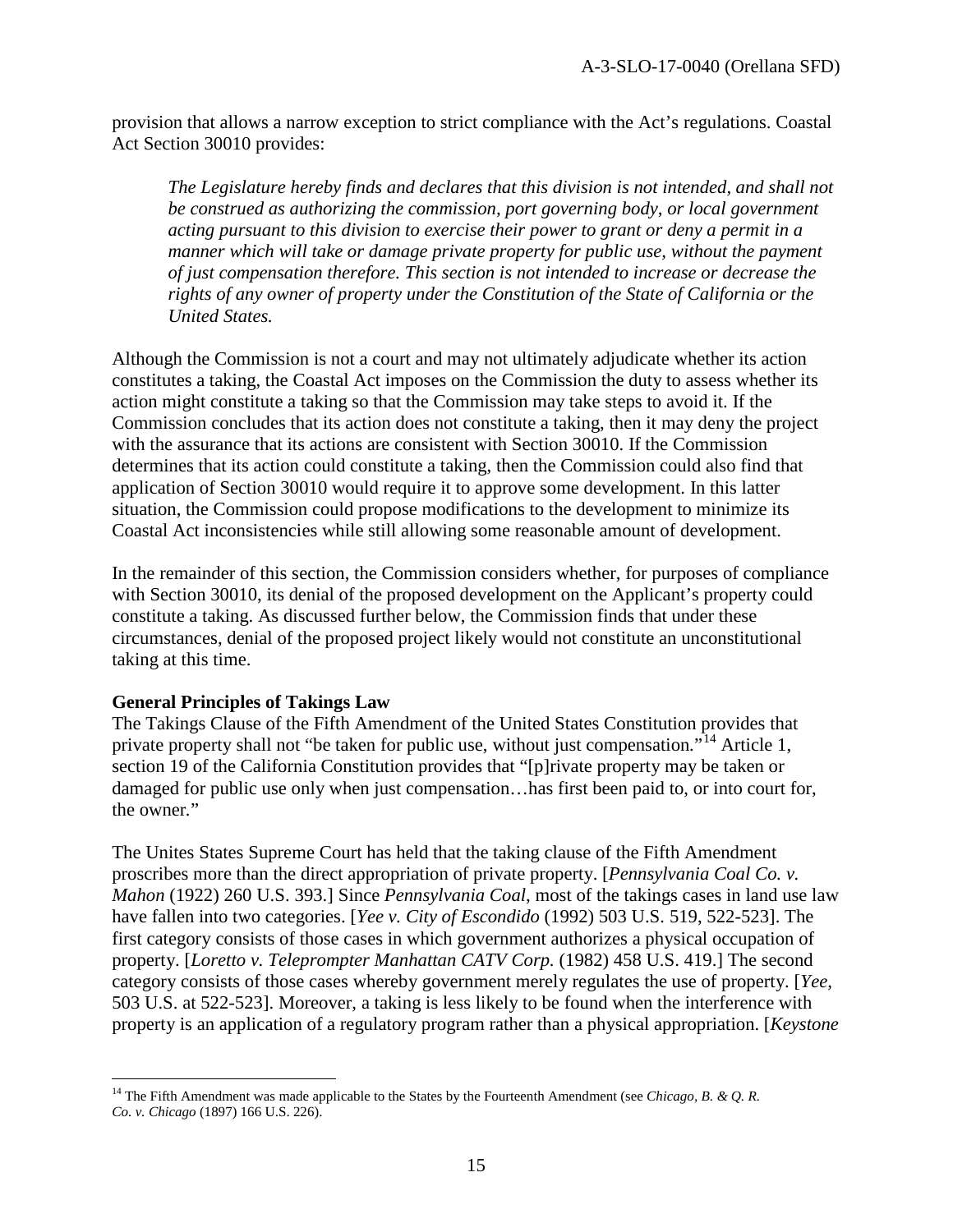provision that allows a narrow exception to strict compliance with the Act's regulations. Coastal Act Section 30010 provides:

> *The Legislature hereby finds and declares that this division is not intended, and shall not be construed as authorizing the commission, port governing body, or local government acting pursuant to this division to exercise their power to grant or deny a permit in a manner which will take or damage private property for public use, without the payment of just compensation therefore. This section is not intended to increase or decrease the rights of any owner of property under the Constitution of the State of California or the United States.*

Although the Commission is not a court and may not ultimately adjudicate whether its action constitutes a taking, the Coastal Act imposes on the Commission the duty to assess whether its action might constitute a taking so that the Commission may take steps to avoid it. If the Commission concludes that its action does not constitute a taking, then it may deny the project with the assurance that its actions are consistent with Section 30010. If the Commission determines that its action could constitute a taking, then the Commission could also find that application of Section 30010 would require it to approve some development. In this latter situation, the Commission could propose modifications to the development to minimize its Coastal Act inconsistencies while still allowing some reasonable amount of development.

In the remainder of this section, the Commission considers whether, for purposes of compliance with Section 30010, its denial of the proposed development on the Applicant's property could constitute a taking. As discussed further below, the Commission finds that under these circumstances, denial of the proposed project likely would not constitute an unconstitutional taking at this time.

**General Principles of Takings Law**

The Takings Clause of the Fifth Amendment of the United States Constitution provides that private property shall not "be taken for public use, without just compensation."[14] Article 1, section 19 of the California Constitution provides that "[p]rivate property may be taken or damaged for public use only when just compensation…has first been paid to, or into court for, the owner."

The Unites States Supreme Court has held that the taking clause of the Fifth Amendment proscribes more than the direct appropriation of private property. [*Pennsylvania Coal Co. v. Mahon* (1922) 260 U.S. 393.] Since *Pennsylvania Coal*, most of the takings cases in land use law have fallen into two categories. [*Yee v. City of Escondido* (1992) 503 U.S. 519, 522-523]. The first category consists of those cases in which government authorizes a physical occupation of property. [*Loretto v. Teleprompter Manhattan CATV Corp.* (1982) 458 U.S. 419.] The second category consists of those cases whereby government merely regulates the use of property. [*Yee*, 503 U.S. at 522-523]. Moreover, a taking is less likely to be found when the interference with property is an application of a regulatory program rather than a physical appropriation. [*Keystone*

[14] The Fifth Amendment was made applicable to the States by the Fourteenth Amendment (see *Chicago, B. & Q. R. Co. v. Chicago* (1897) 166 U.S. 226).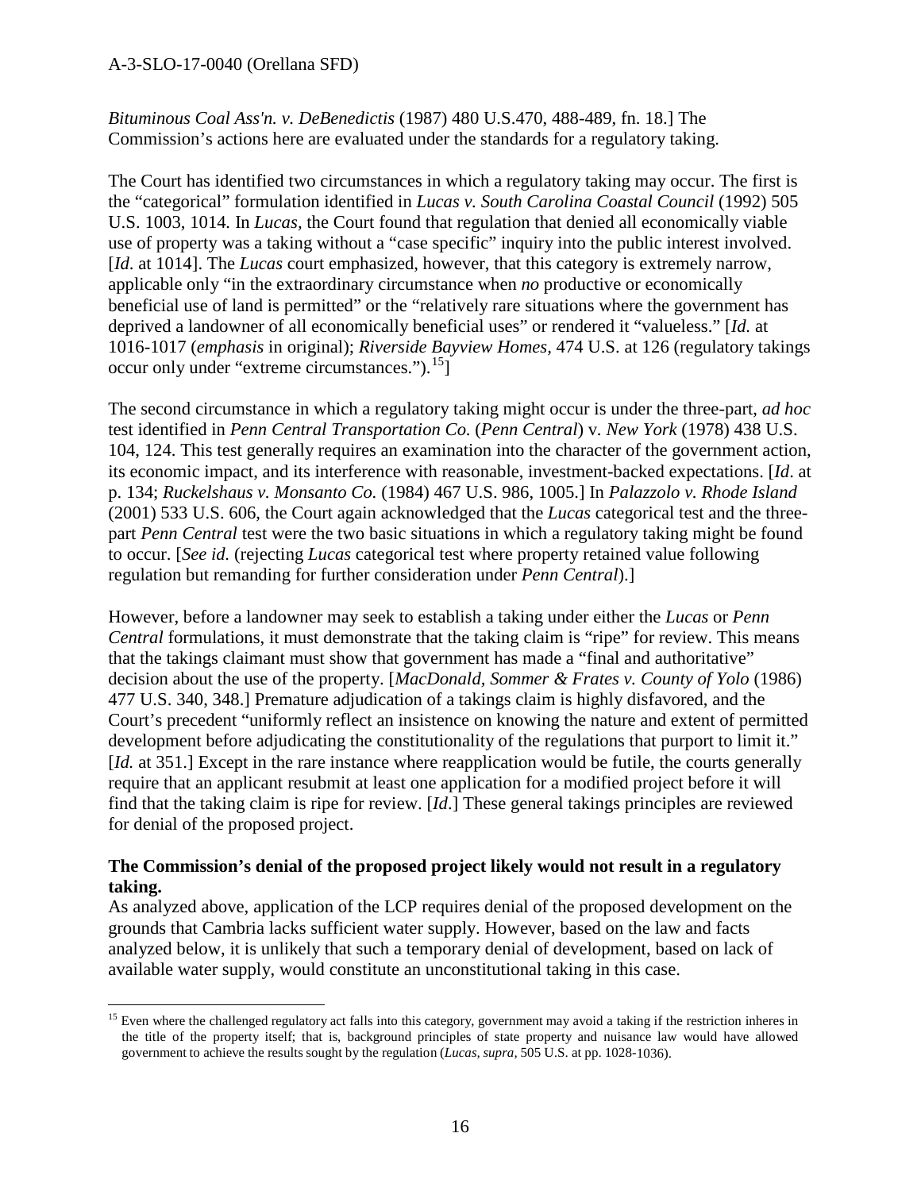*Bituminous Coal Ass'n. v. DeBenedictis* (1987) 480 U.S.470, 488-489, fn. 18.] The Commission's actions here are evaluated under the standards for a regulatory taking.

The Court has identified two circumstances in which a regulatory taking may occur. The first is the "categorical" formulation identified in *Lucas v. South Carolina Coastal Council* (1992) 505 U.S. 1003, 1014. In *Lucas*, the Court found that regulation that denied all economically viable use of property was a taking without a "case specific" inquiry into the public interest involved. [*Id*. at 1014]. The *Lucas* court emphasized, however, that this category is extremely narrow, applicable only "in the extraordinary circumstance when *no* productive or economically beneficial use of land is permitted" or the "relatively rare situations where the government has deprived a landowner of all economically beneficial uses" or rendered it "valueless." [*Id.* at 1016-1017 (*emphasis* in original); *Riverside Bayview Homes*, 474 U.S. at 126 (regulatory takings occur only under "extreme circumstances.").[15]]

The second circumstance in which a regulatory taking might occur is under the three-part, *ad hoc* test identified in *Penn Central Transportation Co.* (*Penn Central*) v. *New York* (1978) 438 U.S. 104, 124. This test generally requires an examination into the character of the government action, its economic impact, and its interference with reasonable, investment-backed expectations. [*Id*. at p. 134; *Ruckelshaus v. Monsanto Co.* (1984) 467 U.S. 986, 1005.] In *Palazzolo v. Rhode Island* (2001) 533 U.S. 606, the Court again acknowledged that the *Lucas* categorical test and the three-part *Penn Central* test were the two basic situations in which a regulatory taking might be found to occur. [*See id.* (rejecting *Lucas* categorical test where property retained value following regulation but remanding for further consideration under *Penn Central*).]

However, before a landowner may seek to establish a taking under either the *Lucas* or *Penn Central* formulations, it must demonstrate that the taking claim is "ripe" for review. This means that the takings claimant must show that government has made a "final and authoritative" decision about the use of the property. [*MacDonald, Sommer & Frates v. County of Yolo* (1986) 477 U.S. 340, 348.] Premature adjudication of a takings claim is highly disfavored, and the Court's precedent "uniformly reflect an insistence on knowing the nature and extent of permitted development before adjudicating the constitutionality of the regulations that purport to limit it." [*Id.* at 351.] Except in the rare instance where reapplication would be futile, the courts generally require that an applicant resubmit at least one application for a modified project before it will find that the taking claim is ripe for review. [*Id*.] These general takings principles are reviewed for denial of the proposed project.

**The Commission's denial of the proposed project likely would not result in a regulatory taking.**

As analyzed above, application of the LCP requires denial of the proposed development on the grounds that Cambria lacks sufficient water supply. However, based on the law and facts analyzed below, it is unlikely that such a temporary denial of development, based on lack of available water supply, would constitute an unconstitutional taking in this case.

[15] Even where the challenged regulatory act falls into this category, government may avoid a taking if the restriction inheres in the title of the property itself; that is, background principles of state property and nuisance law would have allowed government to achieve the results sought by the regulation (*Lucas*, *supra*, 505 U.S. at pp. 1028-1036).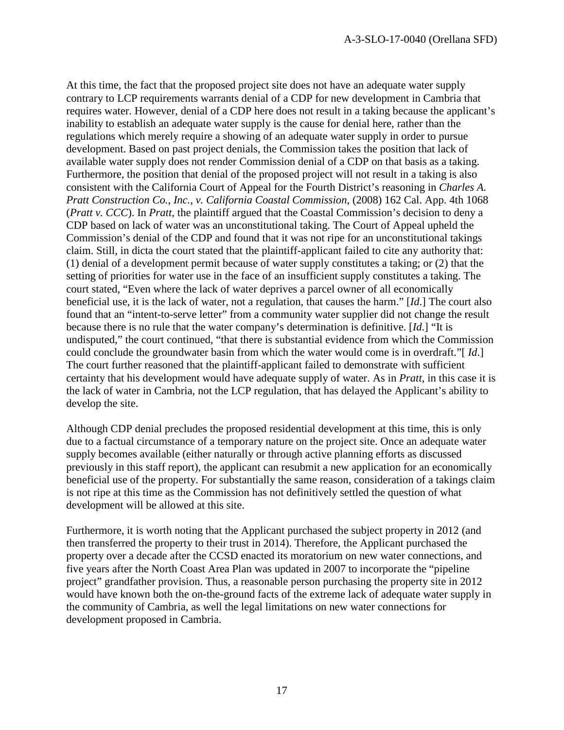At this time, the fact that the proposed project site does not have an adequate water supply contrary to LCP requirements warrants denial of a CDP for new development in Cambria that requires water. However, denial of a CDP here does not result in a taking because the applicant's inability to establish an adequate water supply is the cause for denial here, rather than the regulations which merely require a showing of an adequate water supply in order to pursue development. Based on past project denials, the Commission takes the position that lack of available water supply does not render Commission denial of a CDP on that basis as a taking. Furthermore, the position that denial of the proposed project will not result in a taking is also consistent with the California Court of Appeal for the Fourth District's reasoning in *Charles A. Pratt Construction Co., Inc., v. California Coastal Commission*, (2008) 162 Cal. App. 4th 1068 (*Pratt v. CCC*). In *Pratt*, the plaintiff argued that the Coastal Commission's decision to deny a CDP based on lack of water was an unconstitutional taking. The Court of Appeal upheld the Commission's denial of the CDP and found that it was not ripe for an unconstitutional takings claim. Still, in dicta the court stated that the plaintiff-applicant failed to cite any authority that: (1) denial of a development permit because of water supply constitutes a taking; or (2) that the setting of priorities for water use in the face of an insufficient supply constitutes a taking. The court stated, "Even where the lack of water deprives a parcel owner of all economically beneficial use, it is the lack of water, not a regulation, that causes the harm." [*Id*.] The court also found that an "intent-to-serve letter" from a community water supplier did not change the result because there is no rule that the water company's determination is definitive. [*Id*.] "It is undisputed," the court continued, "that there is substantial evidence from which the Commission could conclude the groundwater basin from which the water would come is in overdraft."[ *Id*.] The court further reasoned that the plaintiff-applicant failed to demonstrate with sufficient certainty that his development would have adequate supply of water. As in *Pratt*, in this case it is the lack of water in Cambria, not the LCP regulation, that has delayed the Applicant's ability to develop the site.

Although CDP denial precludes the proposed residential development at this time, this is only due to a factual circumstance of a temporary nature on the project site. Once an adequate water supply becomes available (either naturally or through active planning efforts as discussed previously in this staff report), the applicant can resubmit a new application for an economically beneficial use of the property. For substantially the same reason, consideration of a takings claim is not ripe at this time as the Commission has not definitively settled the question of what development will be allowed at this site.

Furthermore, it is worth noting that the Applicant purchased the subject property in 2012 (and then transferred the property to their trust in 2014). Therefore, the Applicant purchased the property over a decade after the CCSD enacted its moratorium on new water connections, and five years after the North Coast Area Plan was updated in 2007 to incorporate the "pipeline project" grandfather provision. Thus, a reasonable person purchasing the property site in 2012 would have known both the on-the-ground facts of the extreme lack of adequate water supply in the community of Cambria, as well the legal limitations on new water connections for development proposed in Cambria.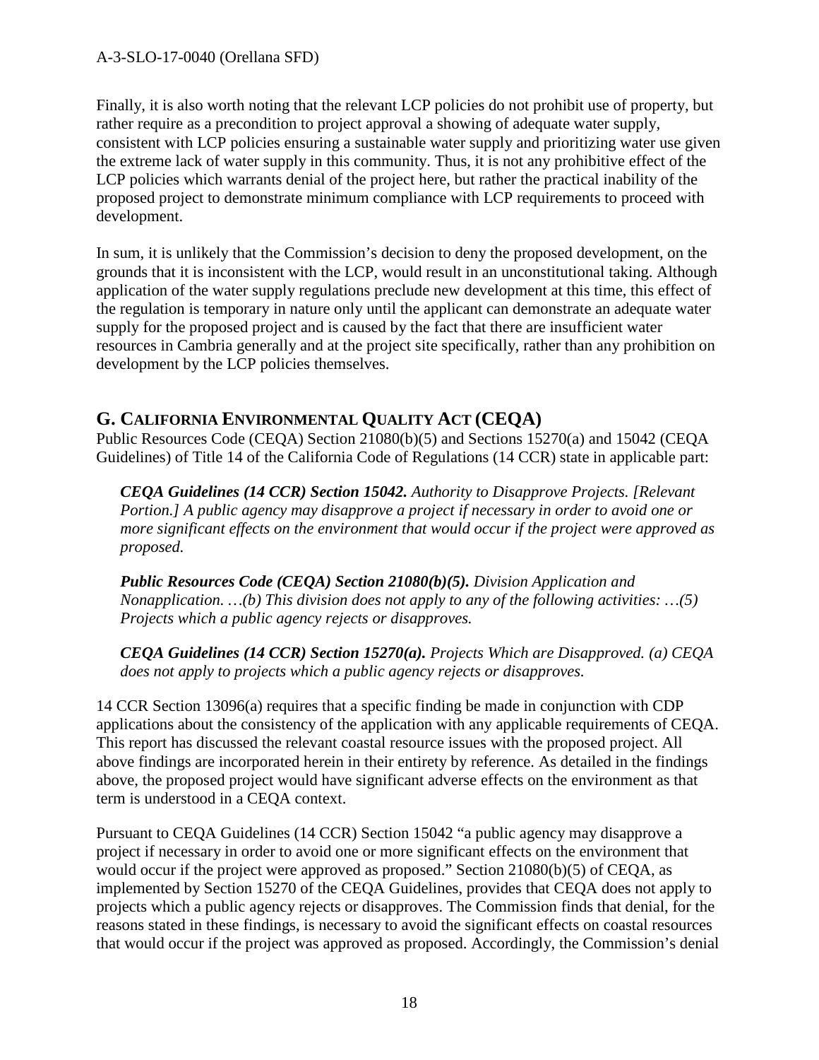Finally, it is also worth noting that the relevant LCP policies do not prohibit use of property, but rather require as a precondition to project approval a showing of adequate water supply, consistent with LCP policies ensuring a sustainable water supply and prioritizing water use given the extreme lack of water supply in this community. Thus, it is not any prohibitive effect of the LCP policies which warrants denial of the project here, but rather the practical inability of the proposed project to demonstrate minimum compliance with LCP requirements to proceed with development.

In sum, it is unlikely that the Commission's decision to deny the proposed development, on the grounds that it is inconsistent with the LCP, would result in an unconstitutional taking. Although application of the water supply regulations preclude new development at this time, this effect of the regulation is temporary in nature only until the applicant can demonstrate an adequate water supply for the proposed project and is caused by the fact that there are insufficient water resources in Cambria generally and at the project site specifically, rather than any prohibition on development by the LCP policies themselves.

## G. CALIFORNIA ENVIRONMENTAL QUALITY ACT (CEQA)

Public Resources Code (CEQA) Section 21080(b)(5) and Sections 15270(a) and 15042 (CEQA Guidelines) of Title 14 of the California Code of Regulations (14 CCR) state in applicable part:

> ***CEQA Guidelines (14 CCR) Section 15042.*** *Authority to Disapprove Projects. [Relevant Portion.] A public agency may disapprove a project if necessary in order to avoid one or more significant effects on the environment that would occur if the project were approved as proposed.*
>
> ***Public Resources Code (CEQA) Section 21080(b)(5).*** *Division Application and Nonapplication. …(b) This division does not apply to any of the following activities: …(5) Projects which a public agency rejects or disapproves.*
>
> ***CEQA Guidelines (14 CCR) Section 15270(a).*** *Projects Which are Disapproved. (a) CEQA does not apply to projects which a public agency rejects or disapproves.*

14 CCR Section 13096(a) requires that a specific finding be made in conjunction with CDP applications about the consistency of the application with any applicable requirements of CEQA. This report has discussed the relevant coastal resource issues with the proposed project. All above findings are incorporated herein in their entirety by reference. As detailed in the findings above, the proposed project would have significant adverse effects on the environment as that term is understood in a CEQA context.

Pursuant to CEQA Guidelines (14 CCR) Section 15042 "a public agency may disapprove a project if necessary in order to avoid one or more significant effects on the environment that would occur if the project were approved as proposed." Section 21080(b)(5) of CEQA, as implemented by Section 15270 of the CEQA Guidelines, provides that CEQA does not apply to projects which a public agency rejects or disapproves. The Commission finds that denial, for the reasons stated in these findings, is necessary to avoid the significant effects on coastal resources that would occur if the project was approved as proposed. Accordingly, the Commission's denial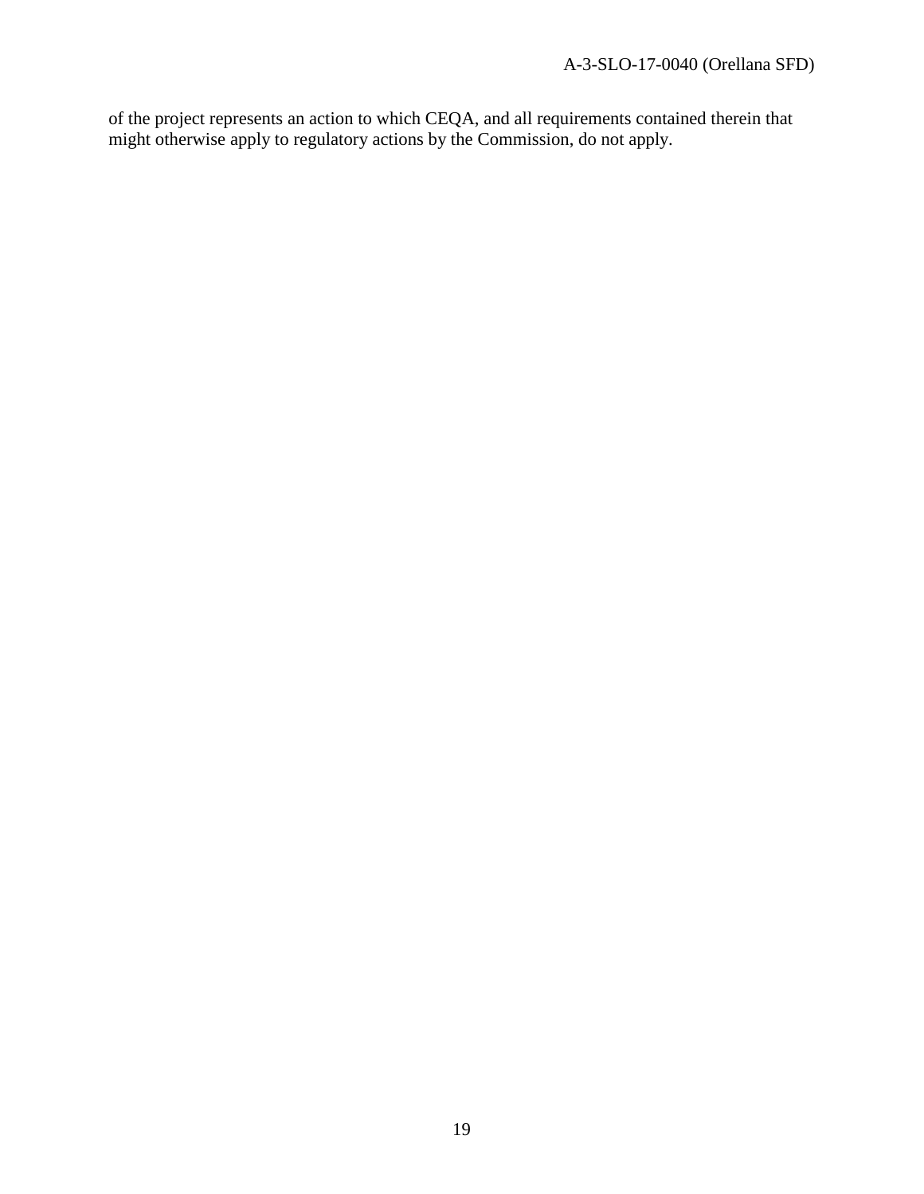of the project represents an action to which CEQA, and all requirements contained therein that might otherwise apply to regulatory actions by the Commission, do not apply.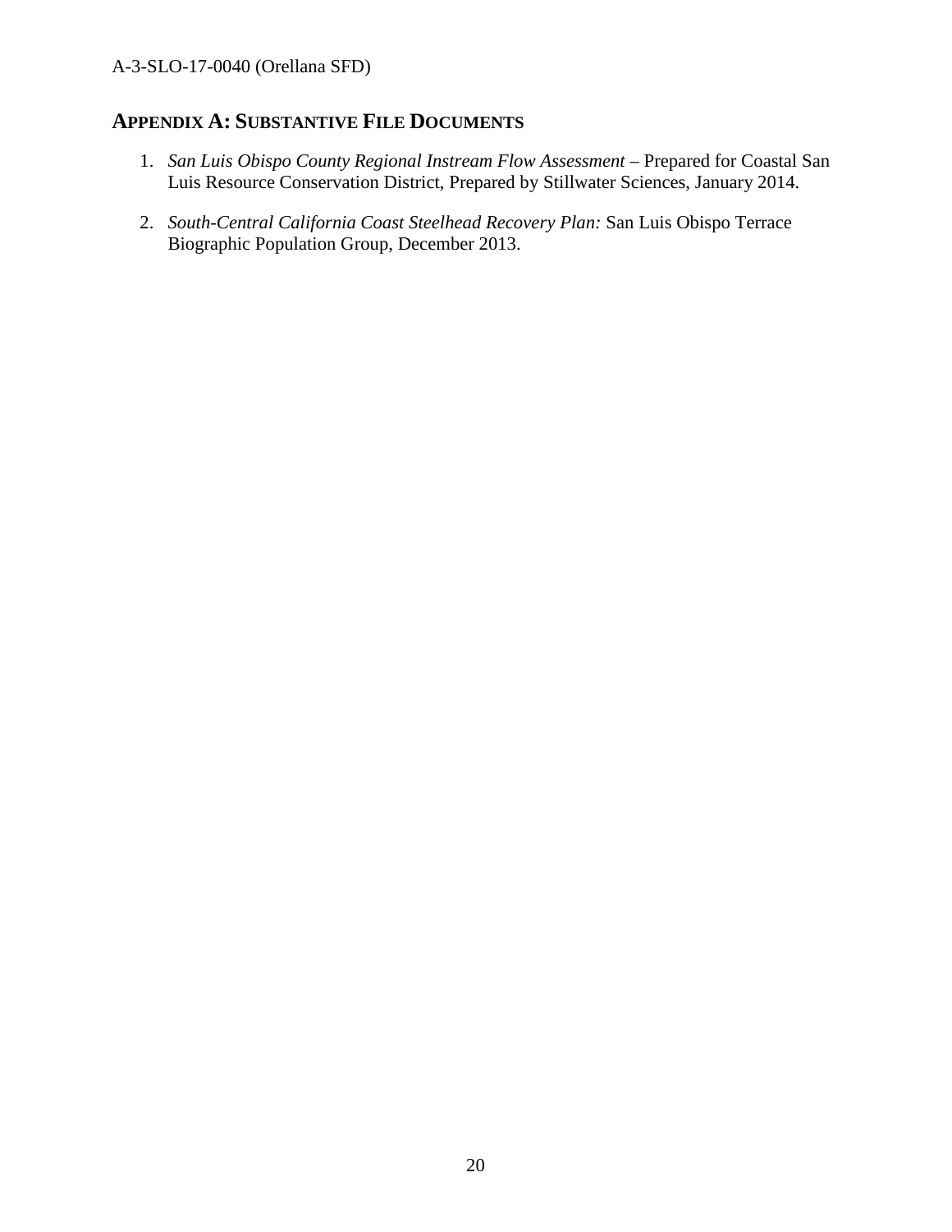## APPENDIX A: SUBSTANTIVE FILE DOCUMENTS

1. *San Luis Obispo County Regional Instream Flow Assessment* – Prepared for Coastal San Luis Resource Conservation District, Prepared by Stillwater Sciences, January 2014.

2. *South-Central California Coast Steelhead Recovery Plan:* San Luis Obispo Terrace Biographic Population Group, December 2013.